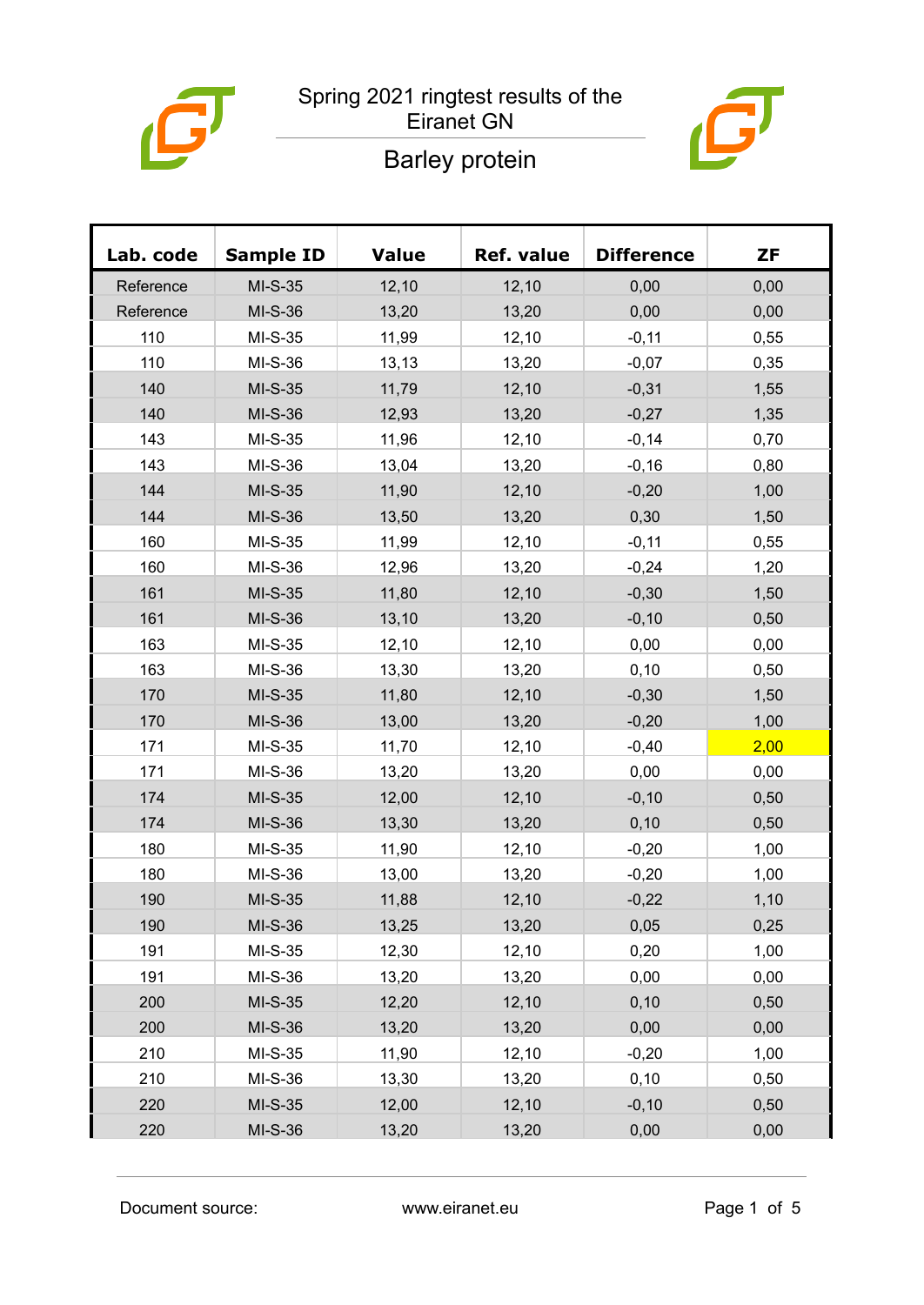# Spring 2021 ringtest results of the Eiranet GN

## Barley protein

| Lab. code | Sample ID | Value | Ref. value | Difference | ZF |
|---|---|---|---|---|---|
| Reference | MI-S-35 | 12,10 | 12,10 | 0,00 | 0,00 |
| Reference | MI-S-36 | 13,20 | 13,20 | 0,00 | 0,00 |
| 110 | MI-S-35 | 11,99 | 12,10 | -0,11 | 0,55 |
| 110 | MI-S-36 | 13,13 | 13,20 | -0,07 | 0,35 |
| 140 | MI-S-35 | 11,79 | 12,10 | -0,31 | 1,55 |
| 140 | MI-S-36 | 12,93 | 13,20 | -0,27 | 1,35 |
| 143 | MI-S-35 | 11,96 | 12,10 | -0,14 | 0,70 |
| 143 | MI-S-36 | 13,04 | 13,20 | -0,16 | 0,80 |
| 144 | MI-S-35 | 11,90 | 12,10 | -0,20 | 1,00 |
| 144 | MI-S-36 | 13,50 | 13,20 | 0,30 | 1,50 |
| 160 | MI-S-35 | 11,99 | 12,10 | -0,11 | 0,55 |
| 160 | MI-S-36 | 12,96 | 13,20 | -0,24 | 1,20 |
| 161 | MI-S-35 | 11,80 | 12,10 | -0,30 | 1,50 |
| 161 | MI-S-36 | 13,10 | 13,20 | -0,10 | 0,50 |
| 163 | MI-S-35 | 12,10 | 12,10 | 0,00 | 0,00 |
| 163 | MI-S-36 | 13,30 | 13,20 | 0,10 | 0,50 |
| 170 | MI-S-35 | 11,80 | 12,10 | -0,30 | 1,50 |
| 170 | MI-S-36 | 13,00 | 13,20 | -0,20 | 1,00 |
| 171 | MI-S-35 | 11,70 | 12,10 | -0,40 | 2,00 |
| 171 | MI-S-36 | 13,20 | 13,20 | 0,00 | 0,00 |
| 174 | MI-S-35 | 12,00 | 12,10 | -0,10 | 0,50 |
| 174 | MI-S-36 | 13,30 | 13,20 | 0,10 | 0,50 |
| 180 | MI-S-35 | 11,90 | 12,10 | -0,20 | 1,00 |
| 180 | MI-S-36 | 13,00 | 13,20 | -0,20 | 1,00 |
| 190 | MI-S-35 | 11,88 | 12,10 | -0,22 | 1,10 |
| 190 | MI-S-36 | 13,25 | 13,20 | 0,05 | 0,25 |
| 191 | MI-S-35 | 12,30 | 12,10 | 0,20 | 1,00 |
| 191 | MI-S-36 | 13,20 | 13,20 | 0,00 | 0,00 |
| 200 | MI-S-35 | 12,20 | 12,10 | 0,10 | 0,50 |
| 200 | MI-S-36 | 13,20 | 13,20 | 0,00 | 0,00 |
| 210 | MI-S-35 | 11,90 | 12,10 | -0,20 | 1,00 |
| 210 | MI-S-36 | 13,30 | 13,20 | 0,10 | 0,50 |
| 220 | MI-S-35 | 12,00 | 12,10 | -0,10 | 0,50 |
| 220 | MI-S-36 | 13,20 | 13,20 | 0,00 | 0,00 |

Document source: www.eiranet.eu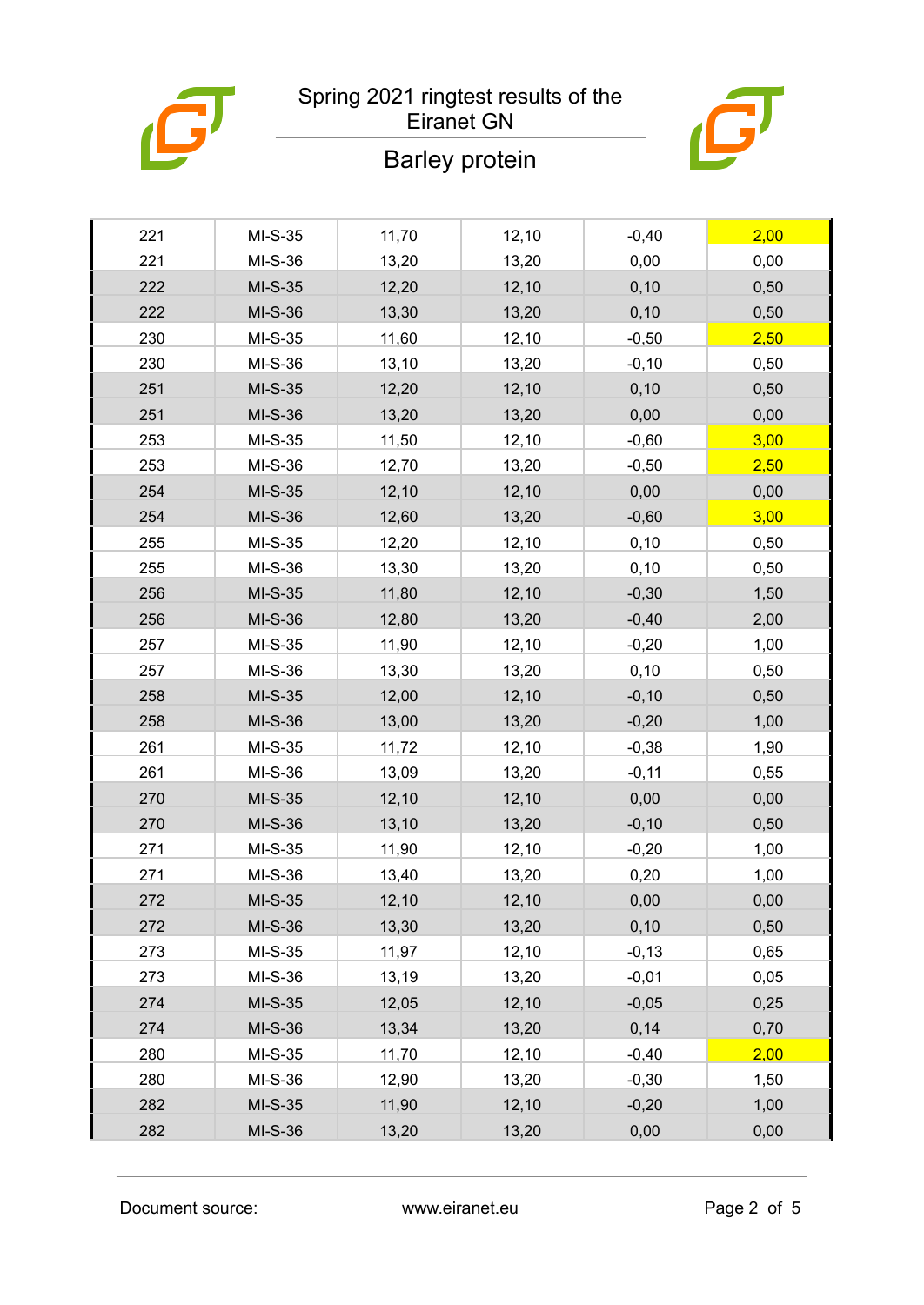Spring 2021 ringtest results of the Eiranet GN

## Barley protein

| | | | | | |
|---|---|---|---|---|---|
| 221 | MI-S-35 | 11,70 | 12,10 | -0,40 | 2,00 |
| 221 | MI-S-36 | 13,20 | 13,20 | 0,00 | 0,00 |
| 222 | MI-S-35 | 12,20 | 12,10 | 0,10 | 0,50 |
| 222 | MI-S-36 | 13,30 | 13,20 | 0,10 | 0,50 |
| 230 | MI-S-35 | 11,60 | 12,10 | -0,50 | 2,50 |
| 230 | MI-S-36 | 13,10 | 13,20 | -0,10 | 0,50 |
| 251 | MI-S-35 | 12,20 | 12,10 | 0,10 | 0,50 |
| 251 | MI-S-36 | 13,20 | 13,20 | 0,00 | 0,00 |
| 253 | MI-S-35 | 11,50 | 12,10 | -0,60 | 3,00 |
| 253 | MI-S-36 | 12,70 | 13,20 | -0,50 | 2,50 |
| 254 | MI-S-35 | 12,10 | 12,10 | 0,00 | 0,00 |
| 254 | MI-S-36 | 12,60 | 13,20 | -0,60 | 3,00 |
| 255 | MI-S-35 | 12,20 | 12,10 | 0,10 | 0,50 |
| 255 | MI-S-36 | 13,30 | 13,20 | 0,10 | 0,50 |
| 256 | MI-S-35 | 11,80 | 12,10 | -0,30 | 1,50 |
| 256 | MI-S-36 | 12,80 | 13,20 | -0,40 | 2,00 |
| 257 | MI-S-35 | 11,90 | 12,10 | -0,20 | 1,00 |
| 257 | MI-S-36 | 13,30 | 13,20 | 0,10 | 0,50 |
| 258 | MI-S-35 | 12,00 | 12,10 | -0,10 | 0,50 |
| 258 | MI-S-36 | 13,00 | 13,20 | -0,20 | 1,00 |
| 261 | MI-S-35 | 11,72 | 12,10 | -0,38 | 1,90 |
| 261 | MI-S-36 | 13,09 | 13,20 | -0,11 | 0,55 |
| 270 | MI-S-35 | 12,10 | 12,10 | 0,00 | 0,00 |
| 270 | MI-S-36 | 13,10 | 13,20 | -0,10 | 0,50 |
| 271 | MI-S-35 | 11,90 | 12,10 | -0,20 | 1,00 |
| 271 | MI-S-36 | 13,40 | 13,20 | 0,20 | 1,00 |
| 272 | MI-S-35 | 12,10 | 12,10 | 0,00 | 0,00 |
| 272 | MI-S-36 | 13,30 | 13,20 | 0,10 | 0,50 |
| 273 | MI-S-35 | 11,97 | 12,10 | -0,13 | 0,65 |
| 273 | MI-S-36 | 13,19 | 13,20 | -0,01 | 0,05 |
| 274 | MI-S-35 | 12,05 | 12,10 | -0,05 | 0,25 |
| 274 | MI-S-36 | 13,34 | 13,20 | 0,14 | 0,70 |
| 280 | MI-S-35 | 11,70 | 12,10 | -0,40 | 2,00 |
| 280 | MI-S-36 | 12,90 | 13,20 | -0,30 | 1,50 |
| 282 | MI-S-35 | 11,90 | 12,10 | -0,20 | 1,00 |
| 282 | MI-S-36 | 13,20 | 13,20 | 0,00 | 0,00 |

Document source: www.eiranet.eu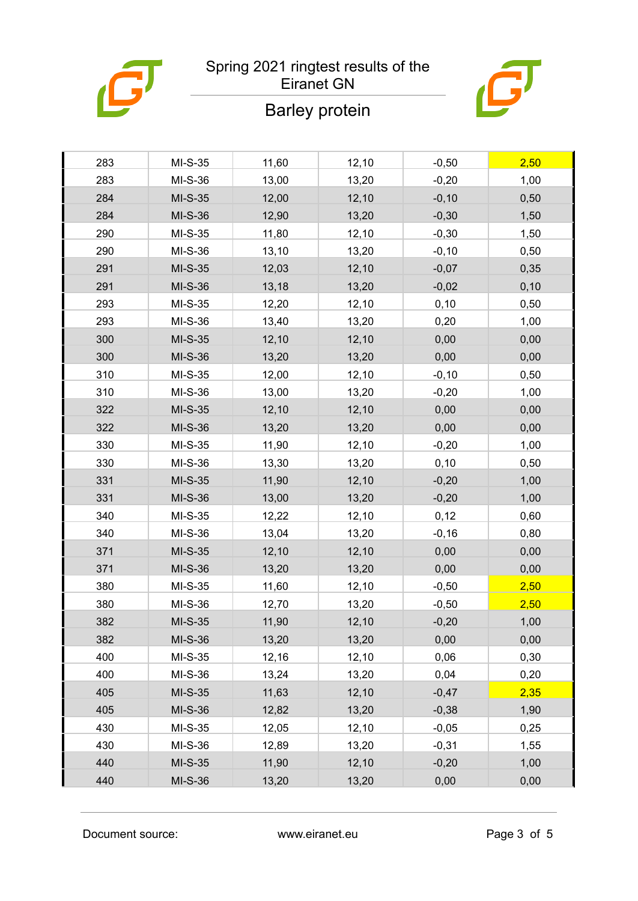# Spring 2021 ringtest results of the Eiranet GN

## Barley protein

| | | | | | |
|---|---|---|---|---|---|
| 283 | MI-S-35 | 11,60 | 12,10 | -0,50 | 2,50 |
| 283 | MI-S-36 | 13,00 | 13,20 | -0,20 | 1,00 |
| 284 | MI-S-35 | 12,00 | 12,10 | -0,10 | 0,50 |
| 284 | MI-S-36 | 12,90 | 13,20 | -0,30 | 1,50 |
| 290 | MI-S-35 | 11,80 | 12,10 | -0,30 | 1,50 |
| 290 | MI-S-36 | 13,10 | 13,20 | -0,10 | 0,50 |
| 291 | MI-S-35 | 12,03 | 12,10 | -0,07 | 0,35 |
| 291 | MI-S-36 | 13,18 | 13,20 | -0,02 | 0,10 |
| 293 | MI-S-35 | 12,20 | 12,10 | 0,10 | 0,50 |
| 293 | MI-S-36 | 13,40 | 13,20 | 0,20 | 1,00 |
| 300 | MI-S-35 | 12,10 | 12,10 | 0,00 | 0,00 |
| 300 | MI-S-36 | 13,20 | 13,20 | 0,00 | 0,00 |
| 310 | MI-S-35 | 12,00 | 12,10 | -0,10 | 0,50 |
| 310 | MI-S-36 | 13,00 | 13,20 | -0,20 | 1,00 |
| 322 | MI-S-35 | 12,10 | 12,10 | 0,00 | 0,00 |
| 322 | MI-S-36 | 13,20 | 13,20 | 0,00 | 0,00 |
| 330 | MI-S-35 | 11,90 | 12,10 | -0,20 | 1,00 |
| 330 | MI-S-36 | 13,30 | 13,20 | 0,10 | 0,50 |
| 331 | MI-S-35 | 11,90 | 12,10 | -0,20 | 1,00 |
| 331 | MI-S-36 | 13,00 | 13,20 | -0,20 | 1,00 |
| 340 | MI-S-35 | 12,22 | 12,10 | 0,12 | 0,60 |
| 340 | MI-S-36 | 13,04 | 13,20 | -0,16 | 0,80 |
| 371 | MI-S-35 | 12,10 | 12,10 | 0,00 | 0,00 |
| 371 | MI-S-36 | 13,20 | 13,20 | 0,00 | 0,00 |
| 380 | MI-S-35 | 11,60 | 12,10 | -0,50 | 2,50 |
| 380 | MI-S-36 | 12,70 | 13,20 | -0,50 | 2,50 |
| 382 | MI-S-35 | 11,90 | 12,10 | -0,20 | 1,00 |
| 382 | MI-S-36 | 13,20 | 13,20 | 0,00 | 0,00 |
| 400 | MI-S-35 | 12,16 | 12,10 | 0,06 | 0,30 |
| 400 | MI-S-36 | 13,24 | 13,20 | 0,04 | 0,20 |
| 405 | MI-S-35 | 11,63 | 12,10 | -0,47 | 2,35 |
| 405 | MI-S-36 | 12,82 | 13,20 | -0,38 | 1,90 |
| 430 | MI-S-35 | 12,05 | 12,10 | -0,05 | 0,25 |
| 430 | MI-S-36 | 12,89 | 13,20 | -0,31 | 1,55 |
| 440 | MI-S-35 | 11,90 | 12,10 | -0,20 | 1,00 |
| 440 | MI-S-36 | 13,20 | 13,20 | 0,00 | 0,00 |

Document source: www.eiranet.eu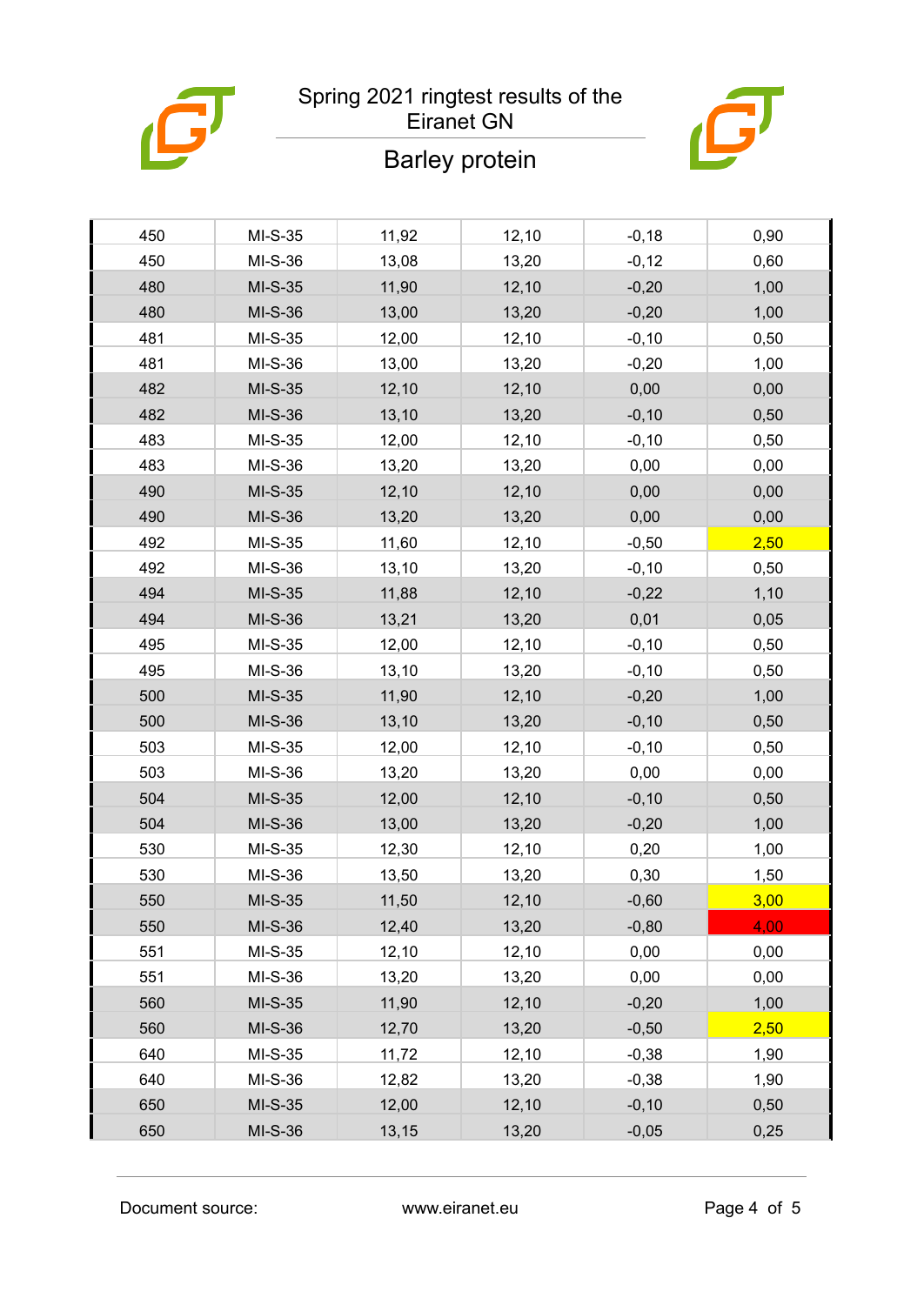Spring 2021 ringtest results of the Eiranet GN

## Barley protein

| | | | | | |
|---|---|---|---|---|---|
| 450 | MI-S-35 | 11,92 | 12,10 | -0,18 | 0,90 |
| 450 | MI-S-36 | 13,08 | 13,20 | -0,12 | 0,60 |
| 480 | MI-S-35 | 11,90 | 12,10 | -0,20 | 1,00 |
| 480 | MI-S-36 | 13,00 | 13,20 | -0,20 | 1,00 |
| 481 | MI-S-35 | 12,00 | 12,10 | -0,10 | 0,50 |
| 481 | MI-S-36 | 13,00 | 13,20 | -0,20 | 1,00 |
| 482 | MI-S-35 | 12,10 | 12,10 | 0,00 | 0,00 |
| 482 | MI-S-36 | 13,10 | 13,20 | -0,10 | 0,50 |
| 483 | MI-S-35 | 12,00 | 12,10 | -0,10 | 0,50 |
| 483 | MI-S-36 | 13,20 | 13,20 | 0,00 | 0,00 |
| 490 | MI-S-35 | 12,10 | 12,10 | 0,00 | 0,00 |
| 490 | MI-S-36 | 13,20 | 13,20 | 0,00 | 0,00 |
| 492 | MI-S-35 | 11,60 | 12,10 | -0,50 | 2,50 |
| 492 | MI-S-36 | 13,10 | 13,20 | -0,10 | 0,50 |
| 494 | MI-S-35 | 11,88 | 12,10 | -0,22 | 1,10 |
| 494 | MI-S-36 | 13,21 | 13,20 | 0,01 | 0,05 |
| 495 | MI-S-35 | 12,00 | 12,10 | -0,10 | 0,50 |
| 495 | MI-S-36 | 13,10 | 13,20 | -0,10 | 0,50 |
| 500 | MI-S-35 | 11,90 | 12,10 | -0,20 | 1,00 |
| 500 | MI-S-36 | 13,10 | 13,20 | -0,10 | 0,50 |
| 503 | MI-S-35 | 12,00 | 12,10 | -0,10 | 0,50 |
| 503 | MI-S-36 | 13,20 | 13,20 | 0,00 | 0,00 |
| 504 | MI-S-35 | 12,00 | 12,10 | -0,10 | 0,50 |
| 504 | MI-S-36 | 13,00 | 13,20 | -0,20 | 1,00 |
| 530 | MI-S-35 | 12,30 | 12,10 | 0,20 | 1,00 |
| 530 | MI-S-36 | 13,50 | 13,20 | 0,30 | 1,50 |
| 550 | MI-S-35 | 11,50 | 12,10 | -0,60 | 3,00 |
| 550 | MI-S-36 | 12,40 | 13,20 | -0,80 | 4,00 |
| 551 | MI-S-35 | 12,10 | 12,10 | 0,00 | 0,00 |
| 551 | MI-S-36 | 13,20 | 13,20 | 0,00 | 0,00 |
| 560 | MI-S-35 | 11,90 | 12,10 | -0,20 | 1,00 |
| 560 | MI-S-36 | 12,70 | 13,20 | -0,50 | 2,50 |
| 640 | MI-S-35 | 11,72 | 12,10 | -0,38 | 1,90 |
| 640 | MI-S-36 | 12,82 | 13,20 | -0,38 | 1,90 |
| 650 | MI-S-35 | 12,00 | 12,10 | -0,10 | 0,50 |
| 650 | MI-S-36 | 13,15 | 13,20 | -0,05 | 0,25 |

Document source: www.eiranet.eu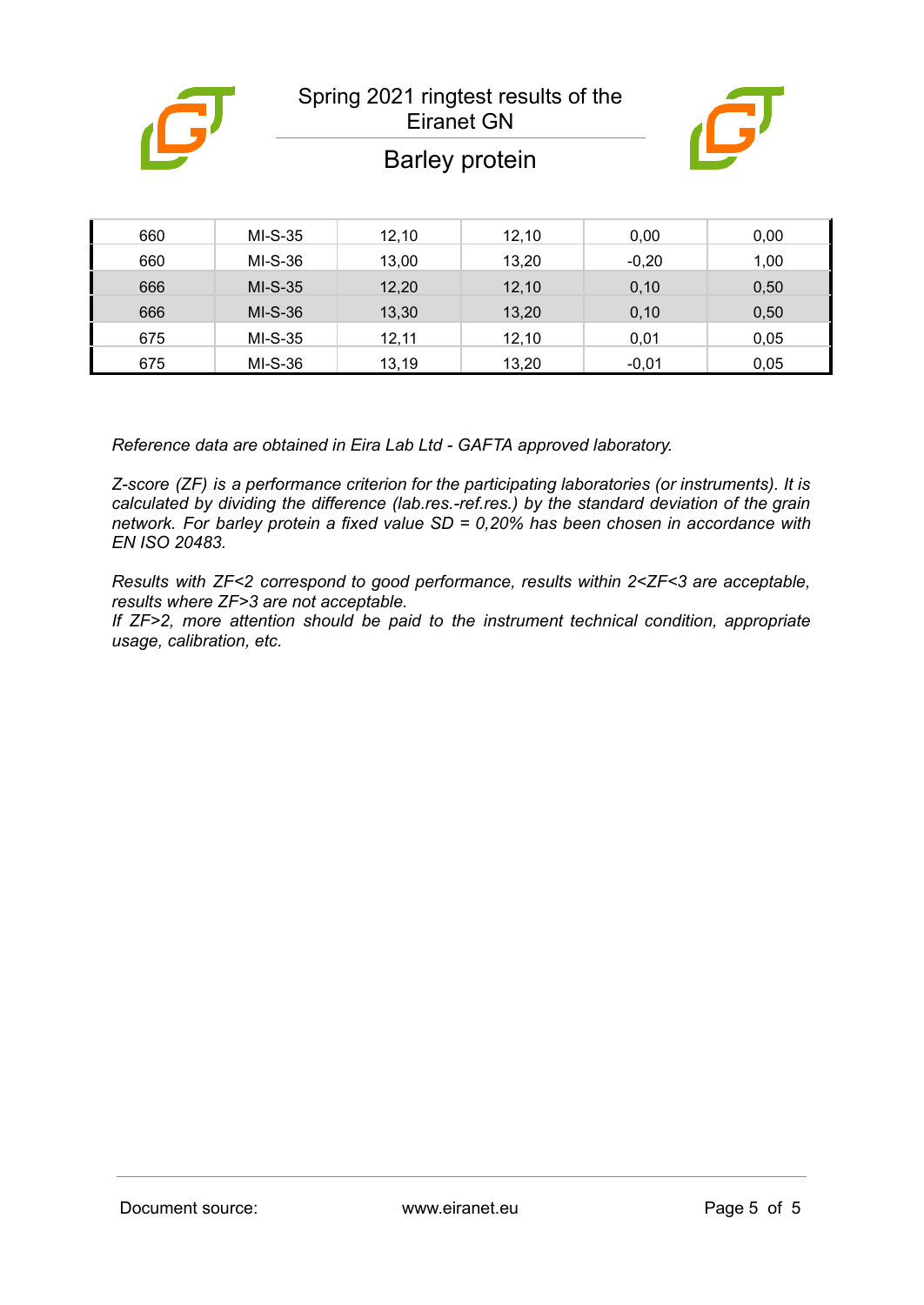| | | | | | |
|---|---|---|---|---|---|
| 660 | MI-S-35 | 12,10 | 12,10 | 0,00 | 0,00 |
| 660 | MI-S-36 | 13,00 | 13,20 | -0,20 | 1,00 |
| 666 | MI-S-35 | 12,20 | 12,10 | 0,10 | 0,50 |
| 666 | MI-S-36 | 13,30 | 13,20 | 0,10 | 0,50 |
| 675 | MI-S-35 | 12,11 | 12,10 | 0,01 | 0,05 |
| 675 | MI-S-36 | 13,19 | 13,20 | -0,01 | 0,05 |

*Reference data are obtained in Eira Lab Ltd - GAFTA approved laboratory.*

*Z-score (ZF) is a performance criterion for the participating laboratories (or instruments). It is calculated by dividing the difference (lab.res.-ref.res.) by the standard deviation of the grain network. For barley protein a fixed value SD = 0,20% has been chosen in accordance with EN ISO 20483.*

*Results with ZF<2 correspond to good performance, results within 2<ZF<3 are acceptable, results where ZF>3 are not acceptable.*
*If ZF>2, more attention should be paid to the instrument technical condition, appropriate usage, calibration, etc.*